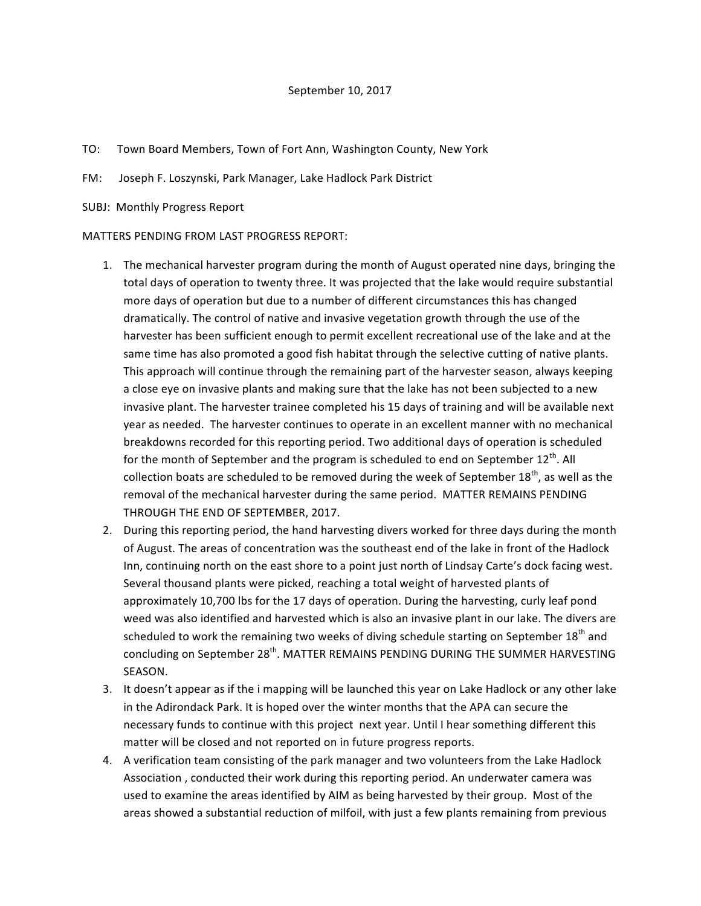September 10, 2017

TO: Town Board Members, Town of Fort Ann, Washington County, New York

FM: Joseph F. Loszynski, Park Manager, Lake Hadlock Park District

SUBJ: Monthly Progress Report

MATTERS PENDING FROM LAST PROGRESS REPORT:

1. The mechanical harvester program during the month of August operated nine days, bringing the total days of operation to twenty three. It was projected that the lake would require substantial more days of operation but due to a number of different circumstances this has changed dramatically. The control of native and invasive vegetation growth through the use of the harvester has been sufficient enough to permit excellent recreational use of the lake and at the same time has also promoted a good fish habitat through the selective cutting of native plants. This approach will continue through the remaining part of the harvester season, always keeping a close eye on invasive plants and making sure that the lake has not been subjected to a new invasive plant. The harvester trainee completed his 15 days of training and will be available next year as needed. The harvester continues to operate in an excellent manner with no mechanical breakdowns recorded for this reporting period. Two additional days of operation is scheduled for the month of September and the program is scheduled to end on September 12th. All collection boats are scheduled to be removed during the week of September 18th, as well as the removal of the mechanical harvester during the same period. MATTER REMAINS PENDING THROUGH THE END OF SEPTEMBER, 2017.
2. During this reporting period, the hand harvesting divers worked for three days during the month of August. The areas of concentration was the southeast end of the lake in front of the Hadlock Inn, continuing north on the east shore to a point just north of Lindsay Carte's dock facing west. Several thousand plants were picked, reaching a total weight of harvested plants of approximately 10,700 lbs for the 17 days of operation. During the harvesting, curly leaf pond weed was also identified and harvested which is also an invasive plant in our lake. The divers are scheduled to work the remaining two weeks of diving schedule starting on September 18th and concluding on September 28th. MATTER REMAINS PENDING DURING THE SUMMER HARVESTING SEASON.
3. It doesn't appear as if the i mapping will be launched this year on Lake Hadlock or any other lake in the Adirondack Park. It is hoped over the winter months that the APA can secure the necessary funds to continue with this project next year. Until I hear something different this matter will be closed and not reported on in future progress reports.
4. A verification team consisting of the park manager and two volunteers from the Lake Hadlock Association , conducted their work during this reporting period. An underwater camera was used to examine the areas identified by AIM as being harvested by their group. Most of the areas showed a substantial reduction of milfoil, with just a few plants remaining from previous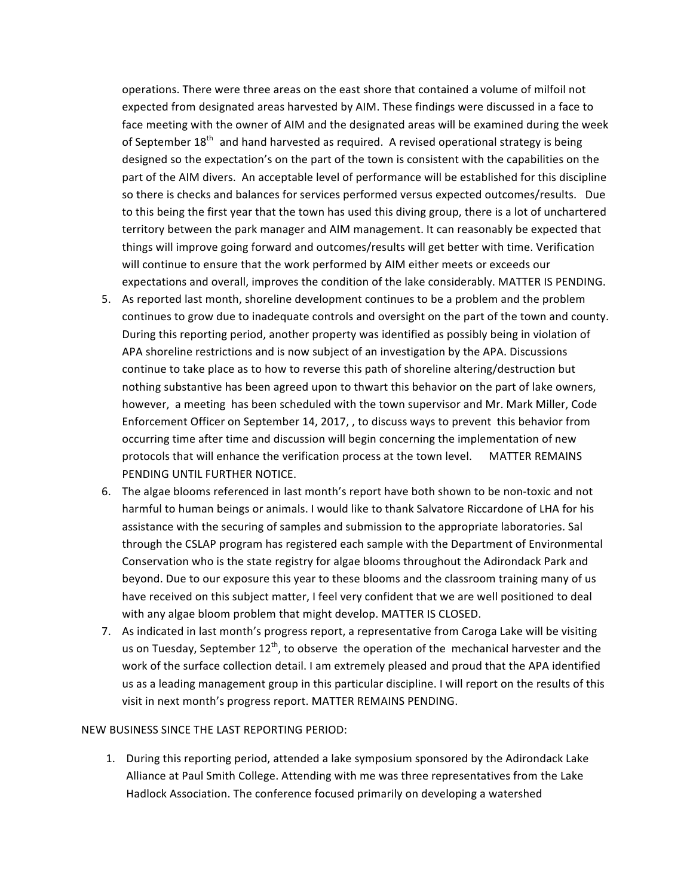operations. There were three areas on the east shore that contained a volume of milfoil not expected from designated areas harvested by AIM. These findings were discussed in a face to face meeting with the owner of AIM and the designated areas will be examined during the week of September 18th and hand harvested as required. A revised operational strategy is being designed so the expectation's on the part of the town is consistent with the capabilities on the part of the AIM divers. An acceptable level of performance will be established for this discipline so there is checks and balances for services performed versus expected outcomes/results. Due to this being the first year that the town has used this diving group, there is a lot of unchartered territory between the park manager and AIM management. It can reasonably be expected that things will improve going forward and outcomes/results will get better with time. Verification will continue to ensure that the work performed by AIM either meets or exceeds our expectations and overall, improves the condition of the lake considerably. MATTER IS PENDING.

5. As reported last month, shoreline development continues to be a problem and the problem continues to grow due to inadequate controls and oversight on the part of the town and county. During this reporting period, another property was identified as possibly being in violation of APA shoreline restrictions and is now subject of an investigation by the APA. Discussions continue to take place as to how to reverse this path of shoreline altering/destruction but nothing substantive has been agreed upon to thwart this behavior on the part of lake owners, however, a meeting has been scheduled with the town supervisor and Mr. Mark Miller, Code Enforcement Officer on September 14, 2017, , to discuss ways to prevent this behavior from occurring time after time and discussion will begin concerning the implementation of new protocols that will enhance the verification process at the town level. MATTER REMAINS PENDING UNTIL FURTHER NOTICE.
6. The algae blooms referenced in last month's report have both shown to be non-toxic and not harmful to human beings or animals. I would like to thank Salvatore Riccardone of LHA for his assistance with the securing of samples and submission to the appropriate laboratories. Sal through the CSLAP program has registered each sample with the Department of Environmental Conservation who is the state registry for algae blooms throughout the Adirondack Park and beyond. Due to our exposure this year to these blooms and the classroom training many of us have received on this subject matter, I feel very confident that we are well positioned to deal with any algae bloom problem that might develop. MATTER IS CLOSED.
7. As indicated in last month's progress report, a representative from Caroga Lake will be visiting us on Tuesday, September 12th, to observe the operation of the mechanical harvester and the work of the surface collection detail. I am extremely pleased and proud that the APA identified us as a leading management group in this particular discipline. I will report on the results of this visit in next month's progress report. MATTER REMAINS PENDING.

NEW BUSINESS SINCE THE LAST REPORTING PERIOD:

1. During this reporting period, attended a lake symposium sponsored by the Adirondack Lake Alliance at Paul Smith College. Attending with me was three representatives from the Lake Hadlock Association. The conference focused primarily on developing a watershed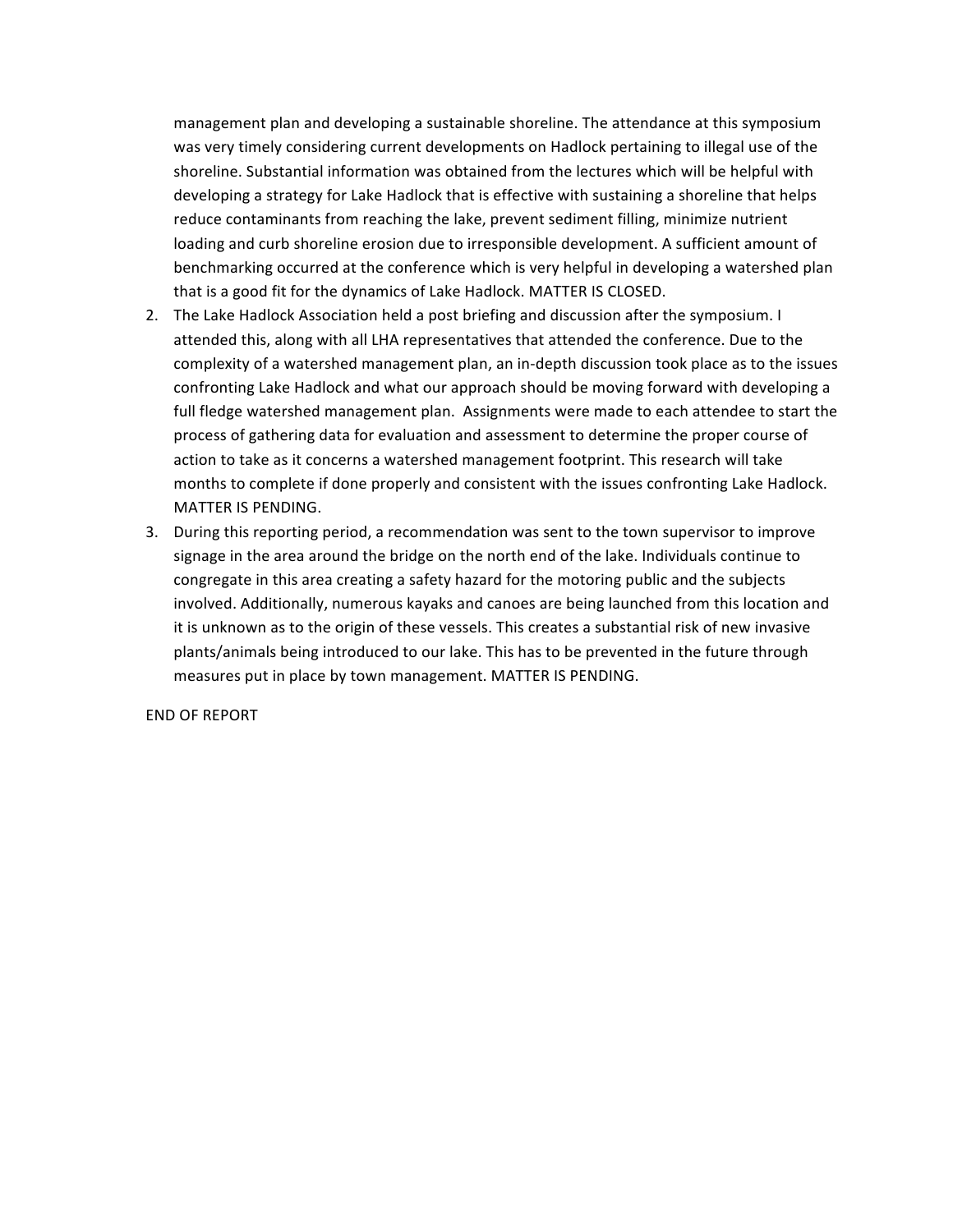management plan and developing a sustainable shoreline. The attendance at this symposium was very timely considering current developments on Hadlock pertaining to illegal use of the shoreline. Substantial information was obtained from the lectures which will be helpful with developing a strategy for Lake Hadlock that is effective with sustaining a shoreline that helps reduce contaminants from reaching the lake, prevent sediment filling, minimize nutrient loading and curb shoreline erosion due to irresponsible development. A sufficient amount of benchmarking occurred at the conference which is very helpful in developing a watershed plan that is a good fit for the dynamics of Lake Hadlock. MATTER IS CLOSED.

2. The Lake Hadlock Association held a post briefing and discussion after the symposium. I attended this, along with all LHA representatives that attended the conference. Due to the complexity of a watershed management plan, an in-depth discussion took place as to the issues confronting Lake Hadlock and what our approach should be moving forward with developing a full fledge watershed management plan. Assignments were made to each attendee to start the process of gathering data for evaluation and assessment to determine the proper course of action to take as it concerns a watershed management footprint. This research will take months to complete if done properly and consistent with the issues confronting Lake Hadlock. MATTER IS PENDING.
3. During this reporting period, a recommendation was sent to the town supervisor to improve signage in the area around the bridge on the north end of the lake. Individuals continue to congregate in this area creating a safety hazard for the motoring public and the subjects involved. Additionally, numerous kayaks and canoes are being launched from this location and it is unknown as to the origin of these vessels. This creates a substantial risk of new invasive plants/animals being introduced to our lake. This has to be prevented in the future through measures put in place by town management. MATTER IS PENDING.

END OF REPORT